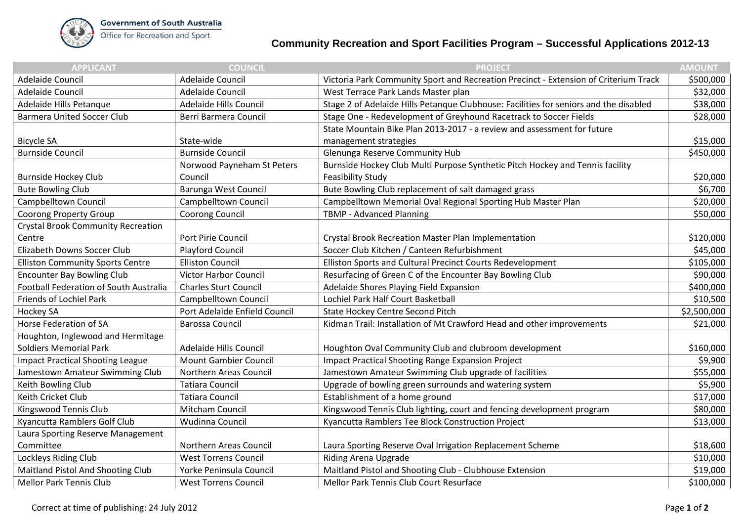Government of South Australia
Office for Recreation and Sport

# Community Recreation and Sport Facilities Program – Successful Applications 2012-13

| APPLICANT | COUNCIL | PROJECT | AMOUNT |
|---|---|---|---|
| Adelaide Council | Adelaide Council | Victoria Park Community Sport and Recreation Precinct - Extension of Criterium Track | $500,000 |
| Adelaide Council | Adelaide Council | West Terrace Park Lands Master plan | $32,000 |
| Adelaide Hills Petanque | Adelaide Hills Council | Stage 2 of Adelaide Hills Petanque Clubhouse: Facilities for seniors and the disabled | $38,000 |
| Barmera United Soccer Club | Berri Barmera Council | Stage One - Redevelopment of Greyhound Racetrack to Soccer Fields | $28,000 |
| Bicycle SA | State-wide | State Mountain Bike Plan 2013-2017 - a review and assessment for future management strategies | $15,000 |
| Burnside Council | Burnside Council | Glenunga Reserve Community Hub | $450,000 |
| Burnside Hockey Club | Norwood Payneham St Peters Council | Burnside Hockey Club Multi Purpose Synthetic Pitch Hockey and Tennis facility Feasibility Study | $20,000 |
| Bute Bowling Club | Barunga West Council | Bute Bowling Club replacement of salt damaged grass | $6,700 |
| Campbelltown Council | Campbelltown Council | Campbelltown Memorial Oval Regional Sporting Hub Master Plan | $20,000 |
| Coorong Property Group | Coorong Council | TBMP - Advanced Planning | $50,000 |
| Crystal Brook Community Recreation Centre | Port Pirie Council | Crystal Brook Recreation Master Plan Implementation | $120,000 |
| Elizabeth Downs Soccer Club | Playford Council | Soccer Club Kitchen / Canteen Refurbishment | $45,000 |
| Elliston Community Sports Centre | Elliston Council | Elliston Sports and Cultural Precinct Courts Redevelopment | $105,000 |
| Encounter Bay Bowling Club | Victor Harbor Council | Resurfacing of Green C of the Encounter Bay Bowling Club | $90,000 |
| Football Federation of South Australia | Charles Sturt Council | Adelaide Shores Playing Field Expansion | $400,000 |
| Friends of Lochiel Park | Campbelltown Council | Lochiel Park Half Court Basketball | $10,500 |
| Hockey SA | Port Adelaide Enfield Council | State Hockey Centre Second Pitch | $2,500,000 |
| Horse Federation of SA | Barossa Council | Kidman Trail: Installation of Mt Crawford Head and other improvements | $21,000 |
| Houghton, Inglewood and Hermitage Soldiers Memorial Park | Adelaide Hills Council | Houghton Oval Community Club and clubroom development | $160,000 |
| Impact Practical Shooting League | Mount Gambier Council | Impact Practical Shooting Range Expansion Project | $9,900 |
| Jamestown Amateur Swimming Club | Northern Areas Council | Jamestown Amateur Swimming Club upgrade of facilities | $55,000 |
| Keith Bowling Club | Tatiara Council | Upgrade of bowling green surrounds and watering system | $5,900 |
| Keith Cricket Club | Tatiara Council | Establishment of a home ground | $17,000 |
| Kingswood Tennis Club | Mitcham Council | Kingswood Tennis Club lighting, court and fencing development program | $80,000 |
| Kyancutta Ramblers Golf Club | Wudinna Council | Kyancutta Ramblers Tee Block Construction Project | $13,000 |
| Laura Sporting Reserve Management Committee | Northern Areas Council | Laura Sporting Reserve Oval Irrigation Replacement Scheme | $18,600 |
| Lockleys Riding Club | West Torrens Council | Riding Arena Upgrade | $10,000 |
| Maitland Pistol And Shooting Club | Yorke Peninsula Council | Maitland Pistol and Shooting Club - Clubhouse Extension | $19,000 |
| Mellor Park Tennis Club | West Torrens Council | Mellor Park Tennis Club Court Resurface | $100,000 |

Correct at time of publishing: 24 July 2012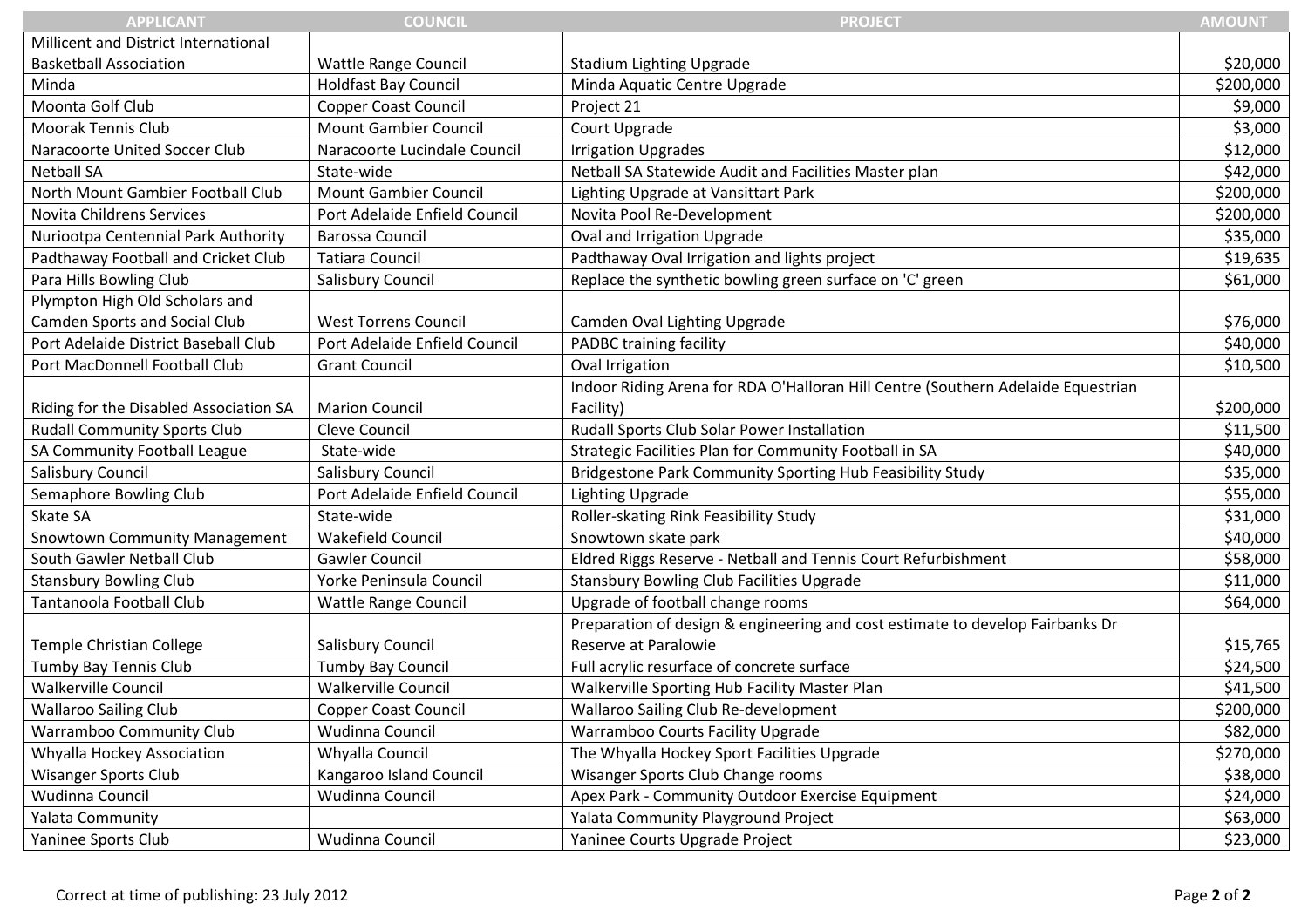| APPLICANT | COUNCIL | PROJECT | AMOUNT |
| --- | --- | --- | --- |
| Millicent and District International Basketball Association | Wattle Range Council | Stadium Lighting Upgrade | $20,000 |
| Minda | Holdfast Bay Council | Minda Aquatic Centre Upgrade | $200,000 |
| Moonta Golf Club | Copper Coast Council | Project 21 | $9,000 |
| Moorak Tennis Club | Mount Gambier Council | Court Upgrade | $3,000 |
| Naracoorte United Soccer Club | Naracoorte Lucindale Council | Irrigation Upgrades | $12,000 |
| Netball SA | State-wide | Netball SA Statewide Audit and Facilities Master plan | $42,000 |
| North Mount Gambier Football Club | Mount Gambier Council | Lighting Upgrade at Vansittart Park | $200,000 |
| Novita Childrens Services | Port Adelaide Enfield Council | Novita Pool Re-Development | $200,000 |
| Nuriootpa Centennial Park Authority | Barossa Council | Oval and Irrigation Upgrade | $35,000 |
| Padthaway Football and Cricket Club | Tatiara Council | Padthaway Oval Irrigation and lights project | $19,635 |
| Para Hills Bowling Club | Salisbury Council | Replace the synthetic bowling green surface on 'C' green | $61,000 |
| Plympton High Old Scholars and Camden Sports and Social Club | West Torrens Council | Camden Oval Lighting Upgrade | $76,000 |
| Port Adelaide District Baseball Club | Port Adelaide Enfield Council | PADBC training facility | $40,000 |
| Port MacDonnell Football Club | Grant Council | Oval Irrigation | $10,500 |
| Riding for the Disabled Association SA | Marion Council | Indoor Riding Arena for RDA O'Halloran Hill Centre (Southern Adelaide Equestrian Facility) | $200,000 |
| Rudall Community Sports Club | Cleve Council | Rudall Sports Club Solar Power Installation | $11,500 |
| SA Community Football League | State-wide | Strategic Facilities Plan for Community Football in SA | $40,000 |
| Salisbury Council | Salisbury Council | Bridgestone Park Community Sporting Hub Feasibility Study | $35,000 |
| Semaphore Bowling Club | Port Adelaide Enfield Council | Lighting Upgrade | $55,000 |
| Skate SA | State-wide | Roller-skating Rink Feasibility Study | $31,000 |
| Snowtown Community Management | Wakefield Council | Snowtown skate park | $40,000 |
| South Gawler Netball Club | Gawler Council | Eldred Riggs Reserve - Netball and Tennis Court Refurbishment | $58,000 |
| Stansbury Bowling Club | Yorke Peninsula Council | Stansbury Bowling Club Facilities Upgrade | $11,000 |
| Tantanoola Football Club | Wattle Range Council | Upgrade of football change rooms | $64,000 |
| Temple Christian College | Salisbury Council | Preparation of design & engineering and cost estimate to develop Fairbanks Dr Reserve at Paralowie | $15,765 |
| Tumby Bay Tennis Club | Tumby Bay Council | Full acrylic resurface of concrete surface | $24,500 |
| Walkerville Council | Walkerville Council | Walkerville Sporting Hub Facility Master Plan | $41,500 |
| Wallaroo Sailing Club | Copper Coast Council | Wallaroo Sailing Club Re-development | $200,000 |
| Warramboo Community Club | Wudinna Council | Warramboo Courts Facility Upgrade | $82,000 |
| Whyalla Hockey Association | Whyalla Council | The Whyalla Hockey Sport Facilities Upgrade | $270,000 |
| Wisanger Sports Club | Kangaroo Island Council | Wisanger Sports Club Change rooms | $38,000 |
| Wudinna Council | Wudinna Council | Apex Park - Community Outdoor Exercise Equipment | $24,000 |
| Yalata Community | | Yalata Community Playground Project | $63,000 |
| Yaninee Sports Club | Wudinna Council | Yaninee Courts Upgrade Project | $23,000 |

Correct at time of publishing: 23 July 2012